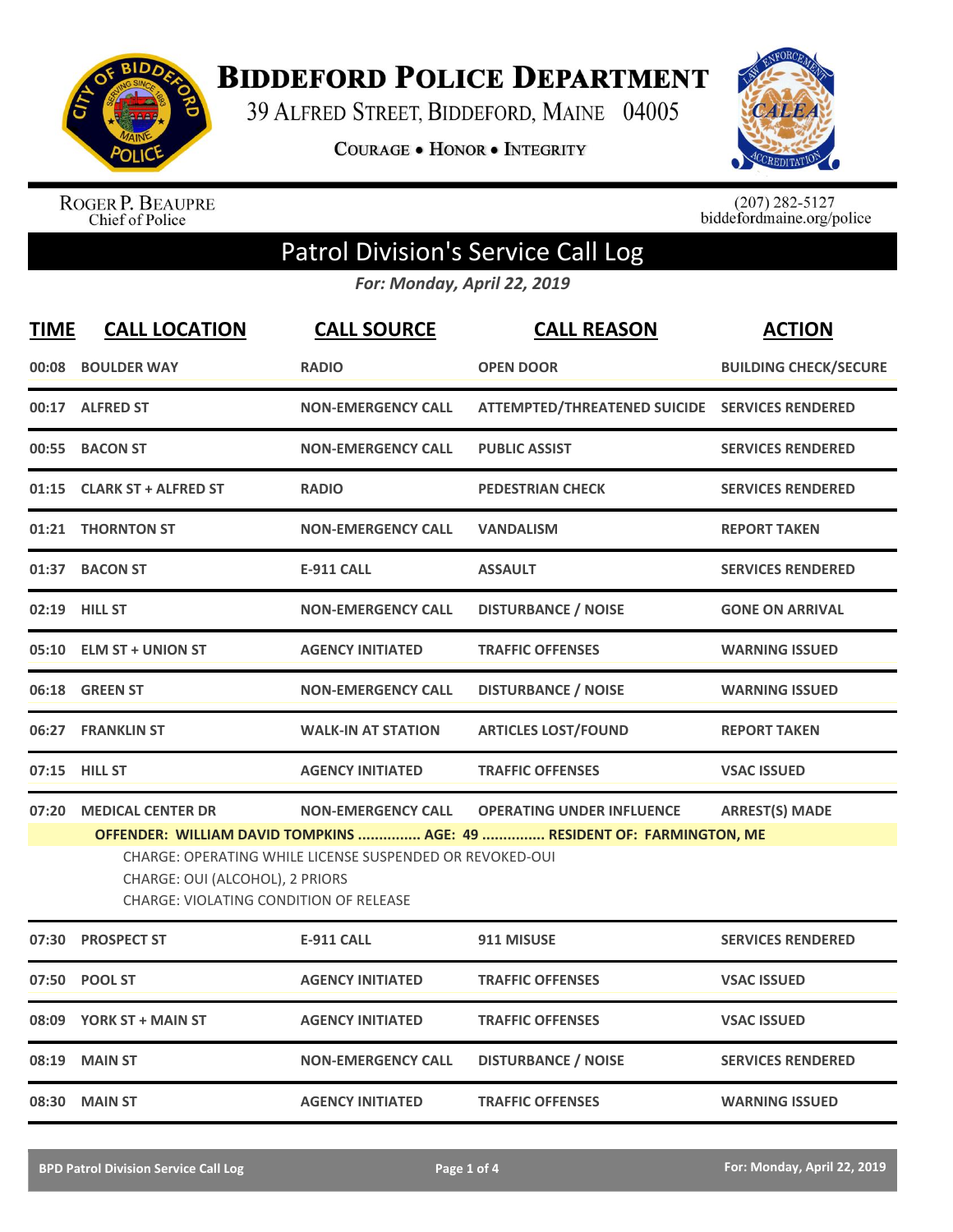# Biddeford Police Department

39 Alfred Street, Biddeford, Maine 04005

Courage • Honor • Integrity

Roger P. Beaupre
Chief of Police

(207) 282-5127
biddefordmaine.org/police

## Patrol Division's Service Call Log

*For: Monday, April 22, 2019*

| TIME | CALL LOCATION | CALL SOURCE | CALL REASON | ACTION |
|---|---|---|---|---|
| 00:08 | BOULDER WAY | RADIO | OPEN DOOR | BUILDING CHECK/SECURE |
| 00:17 | ALFRED ST | NON-EMERGENCY CALL | ATTEMPTED/THREATENED SUICIDE | SERVICES RENDERED |
| 00:55 | BACON ST | NON-EMERGENCY CALL | PUBLIC ASSIST | SERVICES RENDERED |
| 01:15 | CLARK ST + ALFRED ST | RADIO | PEDESTRIAN CHECK | SERVICES RENDERED |
| 01:21 | THORNTON ST | NON-EMERGENCY CALL | VANDALISM | REPORT TAKEN |
| 01:37 | BACON ST | E-911 CALL | ASSAULT | SERVICES RENDERED |
| 02:19 | HILL ST | NON-EMERGENCY CALL | DISTURBANCE / NOISE | GONE ON ARRIVAL |
| 05:10 | ELM ST + UNION ST | AGENCY INITIATED | TRAFFIC OFFENSES | WARNING ISSUED |
| 06:18 | GREEN ST | NON-EMERGENCY CALL | DISTURBANCE / NOISE | WARNING ISSUED |
| 06:27 | FRANKLIN ST | WALK-IN AT STATION | ARTICLES LOST/FOUND | REPORT TAKEN |
| 07:15 | HILL ST | AGENCY INITIATED | TRAFFIC OFFENSES | VSAC ISSUED |
| 07:20 | MEDICAL CENTER DR | NON-EMERGENCY CALL | OPERATING UNDER INFLUENCE | ARREST(S) MADE |

**OFFENDER: WILLIAM DAVID TOMPKINS ............... AGE: 49 ............... RESIDENT OF: FARMINGTON, ME**

CHARGE: OPERATING WHILE LICENSE SUSPENDED OR REVOKED-OUI
CHARGE: OUI (ALCOHOL), 2 PRIORS
CHARGE: VIOLATING CONDITION OF RELEASE

| TIME | CALL LOCATION | CALL SOURCE | CALL REASON | ACTION |
|---|---|---|---|---|
| 07:30 | PROSPECT ST | E-911 CALL | 911 MISUSE | SERVICES RENDERED |
| 07:50 | POOL ST | AGENCY INITIATED | TRAFFIC OFFENSES | VSAC ISSUED |
| 08:09 | YORK ST + MAIN ST | AGENCY INITIATED | TRAFFIC OFFENSES | VSAC ISSUED |
| 08:19 | MAIN ST | NON-EMERGENCY CALL | DISTURBANCE / NOISE | SERVICES RENDERED |
| 08:30 | MAIN ST | AGENCY INITIATED | TRAFFIC OFFENSES | WARNING ISSUED |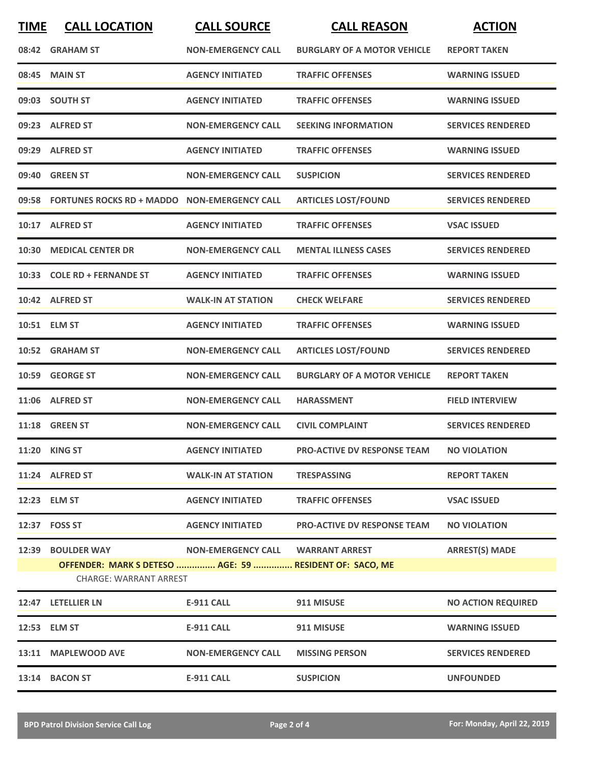| TIME | CALL LOCATION | CALL SOURCE | CALL REASON | ACTION |
|---|---|---|---|---|
| 08:42 | GRAHAM ST | NON-EMERGENCY CALL | BURGLARY OF A MOTOR VEHICLE | REPORT TAKEN |
| 08:45 | MAIN ST | AGENCY INITIATED | TRAFFIC OFFENSES | WARNING ISSUED |
| 09:03 | SOUTH ST | AGENCY INITIATED | TRAFFIC OFFENSES | WARNING ISSUED |
| 09:23 | ALFRED ST | NON-EMERGENCY CALL | SEEKING INFORMATION | SERVICES RENDERED |
| 09:29 | ALFRED ST | AGENCY INITIATED | TRAFFIC OFFENSES | WARNING ISSUED |
| 09:40 | GREEN ST | NON-EMERGENCY CALL | SUSPICION | SERVICES RENDERED |
| 09:58 | FORTUNES ROCKS RD + MADDO | NON-EMERGENCY CALL | ARTICLES LOST/FOUND | SERVICES RENDERED |
| 10:17 | ALFRED ST | AGENCY INITIATED | TRAFFIC OFFENSES | VSAC ISSUED |
| 10:30 | MEDICAL CENTER DR | NON-EMERGENCY CALL | MENTAL ILLNESS CASES | SERVICES RENDERED |
| 10:33 | COLE RD + FERNANDE ST | AGENCY INITIATED | TRAFFIC OFFENSES | WARNING ISSUED |
| 10:42 | ALFRED ST | WALK-IN AT STATION | CHECK WELFARE | SERVICES RENDERED |
| 10:51 | ELM ST | AGENCY INITIATED | TRAFFIC OFFENSES | WARNING ISSUED |
| 10:52 | GRAHAM ST | NON-EMERGENCY CALL | ARTICLES LOST/FOUND | SERVICES RENDERED |
| 10:59 | GEORGE ST | NON-EMERGENCY CALL | BURGLARY OF A MOTOR VEHICLE | REPORT TAKEN |
| 11:06 | ALFRED ST | NON-EMERGENCY CALL | HARASSMENT | FIELD INTERVIEW |
| 11:18 | GREEN ST | NON-EMERGENCY CALL | CIVIL COMPLAINT | SERVICES RENDERED |
| 11:20 | KING ST | AGENCY INITIATED | PRO-ACTIVE DV RESPONSE TEAM | NO VIOLATION |
| 11:24 | ALFRED ST | WALK-IN AT STATION | TRESPASSING | REPORT TAKEN |
| 12:23 | ELM ST | AGENCY INITIATED | TRAFFIC OFFENSES | VSAC ISSUED |
| 12:37 | FOSS ST | AGENCY INITIATED | PRO-ACTIVE DV RESPONSE TEAM | NO VIOLATION |
| 12:39 | BOULDER WAY | NON-EMERGENCY CALL | WARRANT ARREST | ARREST(S) MADE |
| | OFFENDER: MARK S DETESO ............... AGE: 59 ............... RESIDENT OF: SACO, ME | | | |
| | CHARGE: WARRANT ARREST | | | |
| 12:47 | LETELLIER LN | E-911 CALL | 911 MISUSE | NO ACTION REQUIRED |
| 12:53 | ELM ST | E-911 CALL | 911 MISUSE | WARNING ISSUED |
| 13:11 | MAPLEWOOD AVE | NON-EMERGENCY CALL | MISSING PERSON | SERVICES RENDERED |
| 13:14 | BACON ST | E-911 CALL | SUSPICION | UNFOUNDED |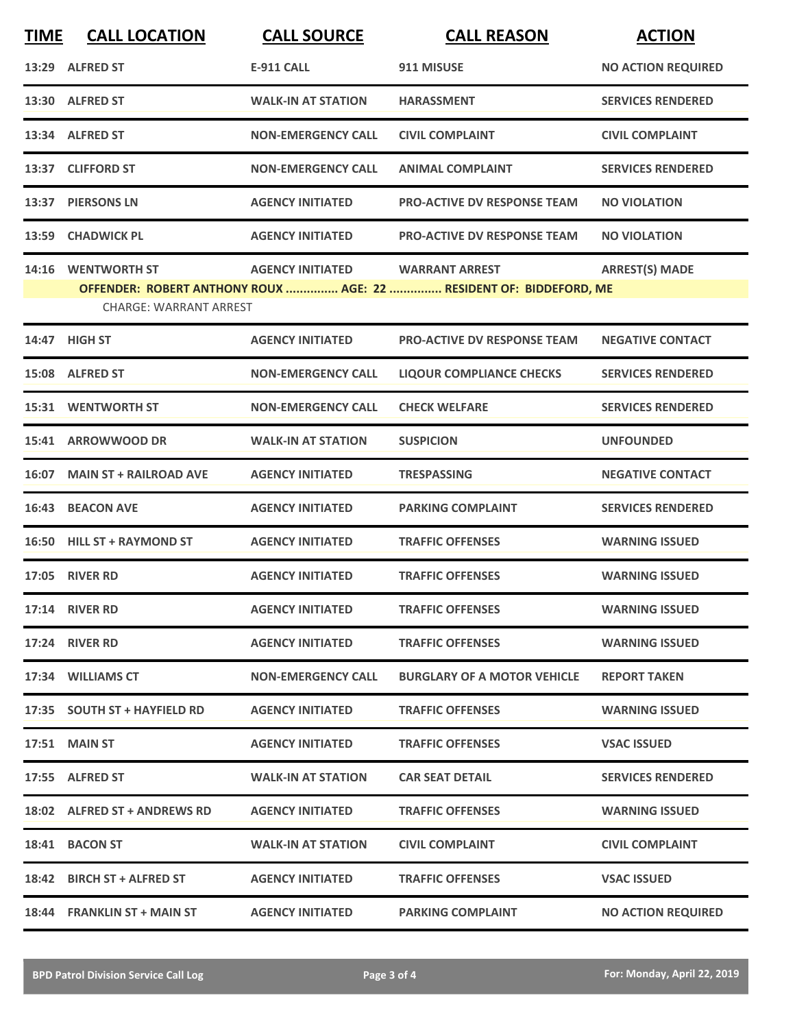| TIME | CALL LOCATION | CALL SOURCE | CALL REASON | ACTION |
|---|---|---|---|---|
| 13:29 | ALFRED ST | E-911 CALL | 911 MISUSE | NO ACTION REQUIRED |
| 13:30 | ALFRED ST | WALK-IN AT STATION | HARASSMENT | SERVICES RENDERED |
| 13:34 | ALFRED ST | NON-EMERGENCY CALL | CIVIL COMPLAINT | CIVIL COMPLAINT |
| 13:37 | CLIFFORD ST | NON-EMERGENCY CALL | ANIMAL COMPLAINT | SERVICES RENDERED |
| 13:37 | PIERSONS LN | AGENCY INITIATED | PRO-ACTIVE DV RESPONSE TEAM | NO VIOLATION |
| 13:59 | CHADWICK PL | AGENCY INITIATED | PRO-ACTIVE DV RESPONSE TEAM | NO VIOLATION |
| 14:16 | WENTWORTH ST | AGENCY INITIATED | WARRANT ARREST | ARREST(S) MADE |
| | OFFENDER: ROBERT ANTHONY ROUX ............... AGE: 22 ............... RESIDENT OF: BIDDEFORD, ME | | | |
| | CHARGE: WARRANT ARREST | | | |
| 14:47 | HIGH ST | AGENCY INITIATED | PRO-ACTIVE DV RESPONSE TEAM | NEGATIVE CONTACT |
| 15:08 | ALFRED ST | NON-EMERGENCY CALL | LIQOUR COMPLIANCE CHECKS | SERVICES RENDERED |
| 15:31 | WENTWORTH ST | NON-EMERGENCY CALL | CHECK WELFARE | SERVICES RENDERED |
| 15:41 | ARROWWOOD DR | WALK-IN AT STATION | SUSPICION | UNFOUNDED |
| 16:07 | MAIN ST + RAILROAD AVE | AGENCY INITIATED | TRESPASSING | NEGATIVE CONTACT |
| 16:43 | BEACON AVE | AGENCY INITIATED | PARKING COMPLAINT | SERVICES RENDERED |
| 16:50 | HILL ST + RAYMOND ST | AGENCY INITIATED | TRAFFIC OFFENSES | WARNING ISSUED |
| 17:05 | RIVER RD | AGENCY INITIATED | TRAFFIC OFFENSES | WARNING ISSUED |
| 17:14 | RIVER RD | AGENCY INITIATED | TRAFFIC OFFENSES | WARNING ISSUED |
| 17:24 | RIVER RD | AGENCY INITIATED | TRAFFIC OFFENSES | WARNING ISSUED |
| 17:34 | WILLIAMS CT | NON-EMERGENCY CALL | BURGLARY OF A MOTOR VEHICLE | REPORT TAKEN |
| 17:35 | SOUTH ST + HAYFIELD RD | AGENCY INITIATED | TRAFFIC OFFENSES | WARNING ISSUED |
| 17:51 | MAIN ST | AGENCY INITIATED | TRAFFIC OFFENSES | VSAC ISSUED |
| 17:55 | ALFRED ST | WALK-IN AT STATION | CAR SEAT DETAIL | SERVICES RENDERED |
| 18:02 | ALFRED ST + ANDREWS RD | AGENCY INITIATED | TRAFFIC OFFENSES | WARNING ISSUED |
| 18:41 | BACON ST | WALK-IN AT STATION | CIVIL COMPLAINT | CIVIL COMPLAINT |
| 18:42 | BIRCH ST + ALFRED ST | AGENCY INITIATED | TRAFFIC OFFENSES | VSAC ISSUED |
| 18:44 | FRANKLIN ST + MAIN ST | AGENCY INITIATED | PARKING COMPLAINT | NO ACTION REQUIRED |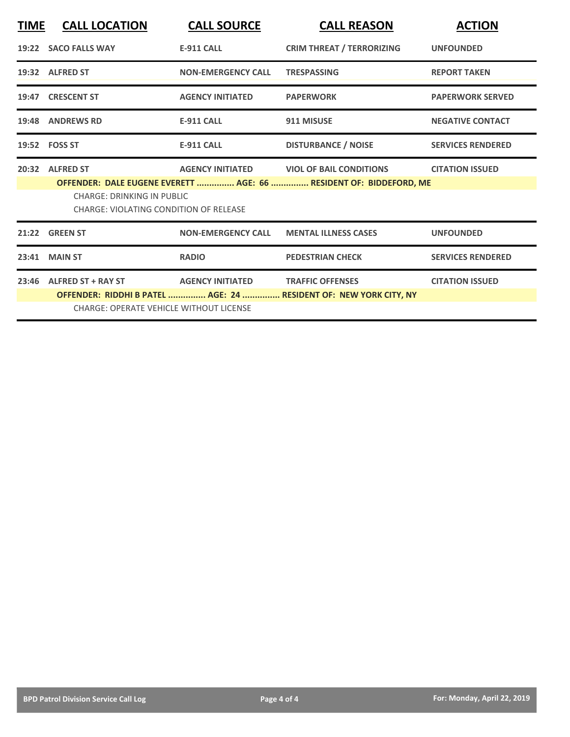| TIME | CALL LOCATION | CALL SOURCE | CALL REASON | ACTION |
|---|---|---|---|---|
| 19:22 | SACO FALLS WAY | E-911 CALL | CRIM THREAT / TERRORIZING | UNFOUNDED |
| 19:32 | ALFRED ST | NON-EMERGENCY CALL | TRESPASSING | REPORT TAKEN |
| 19:47 | CRESCENT ST | AGENCY INITIATED | PAPERWORK | PAPERWORK SERVED |
| 19:48 | ANDREWS RD | E-911 CALL | 911 MISUSE | NEGATIVE CONTACT |
| 19:52 | FOSS ST | E-911 CALL | DISTURBANCE / NOISE | SERVICES RENDERED |
| 20:32 | ALFRED ST | AGENCY INITIATED | VIOL OF BAIL CONDITIONS | CITATION ISSUED |
| | OFFENDER: DALE EUGENE EVERETT ............... AGE: 66 ............... RESIDENT OF: BIDDEFORD, ME | | | |
| | CHARGE: DRINKING IN PUBLIC | | | |
| | CHARGE: VIOLATING CONDITION OF RELEASE | | | |
| 21:22 | GREEN ST | NON-EMERGENCY CALL | MENTAL ILLNESS CASES | UNFOUNDED |
| 23:41 | MAIN ST | RADIO | PEDESTRIAN CHECK | SERVICES RENDERED |
| 23:46 | ALFRED ST + RAY ST | AGENCY INITIATED | TRAFFIC OFFENSES | CITATION ISSUED |
| | OFFENDER: RIDDHI B PATEL ............... AGE: 24 ............... RESIDENT OF: NEW YORK CITY, NY | | | |
| | CHARGE: OPERATE VEHICLE WITHOUT LICENSE | | | |